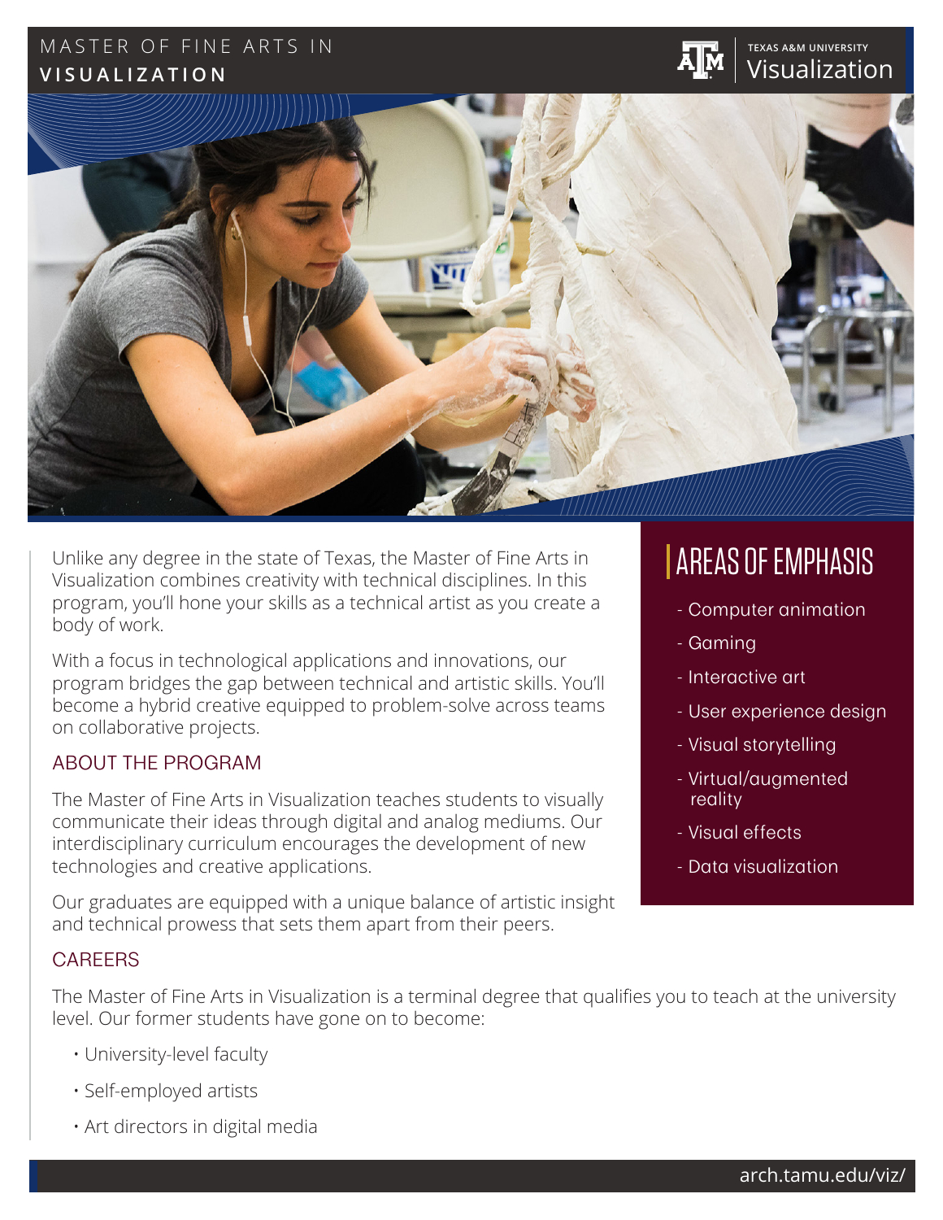# MASTER OF FINE ARTS IN VISUALIZATION

TEXAS A&M UNIVERSITY Visualization

Unlike any degree in the state of Texas, the Master of Fine Arts in Visualization combines creativity with technical disciplines. In this program, you'll hone your skills as a technical artist as you create a body of work.

With a focus in technological applications and innovations, our program bridges the gap between technical and artistic skills. You'll become a hybrid creative equipped to problem-solve across teams on collaborative projects.

## ABOUT THE PROGRAM

The Master of Fine Arts in Visualization teaches students to visually communicate their ideas through digital and analog mediums. Our interdisciplinary curriculum encourages the development of new technologies and creative applications.

Our graduates are equipped with a unique balance of artistic insight and technical prowess that sets them apart from their peers.

## AREAS OF EMPHASIS

- Computer animation
- Gaming
- Interactive art
- User experience design
- Visual storytelling
- Virtual/augmented reality
- Visual effects
- Data visualization

## CAREERS

The Master of Fine Arts in Visualization is a terminal degree that qualifies you to teach at the university level. Our former students have gone on to become:

- University-level faculty
- Self-employed artists
- Art directors in digital media

arch.tamu.edu/viz/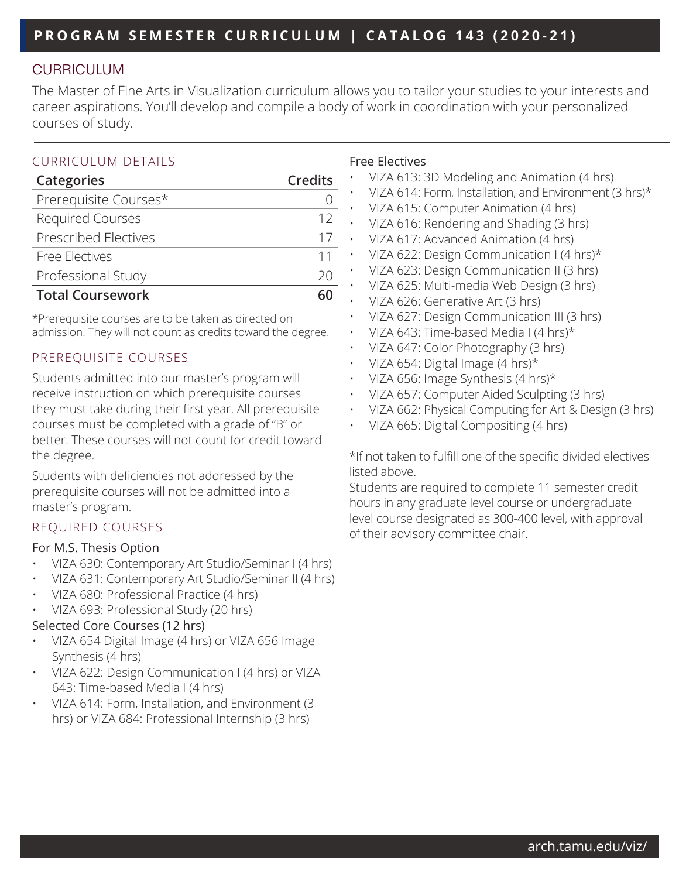## CURRICULUM

The Master of Fine Arts in Visualization curriculum allows you to tailor your studies to your interests and career aspirations. You'll develop and compile a body of work in coordination with your personalized courses of study.

### CURRICULUM DETAILS

| Categories | Credits |
|---|---|
| Prerequisite Courses* | 0 |
| Required Courses | 12 |
| Prescribed Electives | 17 |
| Free Electives | 11 |
| Professional Study | 20 |
| **Total Coursework** | **60** |

*Prerequisite courses are to be taken as directed on admission. They will not count as credits toward the degree.

### PREREQUISITE COURSES

Students admitted into our master's program will receive instruction on which prerequisite courses they must take during their first year. All prerequisite courses must be completed with a grade of "B" or better. These courses will not count for credit toward the degree.

Students with deficiencies not addressed by the prerequisite courses will not be admitted into a master's program.

### REQUIRED COURSES

For M.S. Thesis Option

- VIZA 630: Contemporary Art Studio/Seminar I (4 hrs)
- VIZA 631: Contemporary Art Studio/Seminar II (4 hrs)
- VIZA 680: Professional Practice (4 hrs)
- VIZA 693: Professional Study (20 hrs)

Selected Core Courses (12 hrs)

- VIZA 654 Digital Image (4 hrs) or VIZA 656 Image Synthesis (4 hrs)
- VIZA 622: Design Communication I (4 hrs) or VIZA 643: Time-based Media I (4 hrs)
- VIZA 614: Form, Installation, and Environment (3 hrs) or VIZA 684: Professional Internship (3 hrs)

Free Electives

- VIZA 613: 3D Modeling and Animation (4 hrs)
- VIZA 614: Form, Installation, and Environment (3 hrs)*
- VIZA 615: Computer Animation (4 hrs)
- VIZA 616: Rendering and Shading (3 hrs)
- VIZA 617: Advanced Animation (4 hrs)
- VIZA 622: Design Communication I (4 hrs)*
- VIZA 623: Design Communication II (3 hrs)
- VIZA 625: Multi-media Web Design (3 hrs)
- VIZA 626: Generative Art (3 hrs)
- VIZA 627: Design Communication III (3 hrs)
- VIZA 643: Time-based Media I (4 hrs)*
- VIZA 647: Color Photography (3 hrs)
- VIZA 654: Digital Image (4 hrs)*
- VIZA 656: Image Synthesis (4 hrs)*
- VIZA 657: Computer Aided Sculpting (3 hrs)
- VIZA 662: Physical Computing for Art & Design (3 hrs)
- VIZA 665: Digital Compositing (4 hrs)

*If not taken to fulfill one of the specific divided electives listed above.

Students are required to complete 11 semester credit hours in any graduate level course or undergraduate level course designated as 300-400 level, with approval of their advisory committee chair.